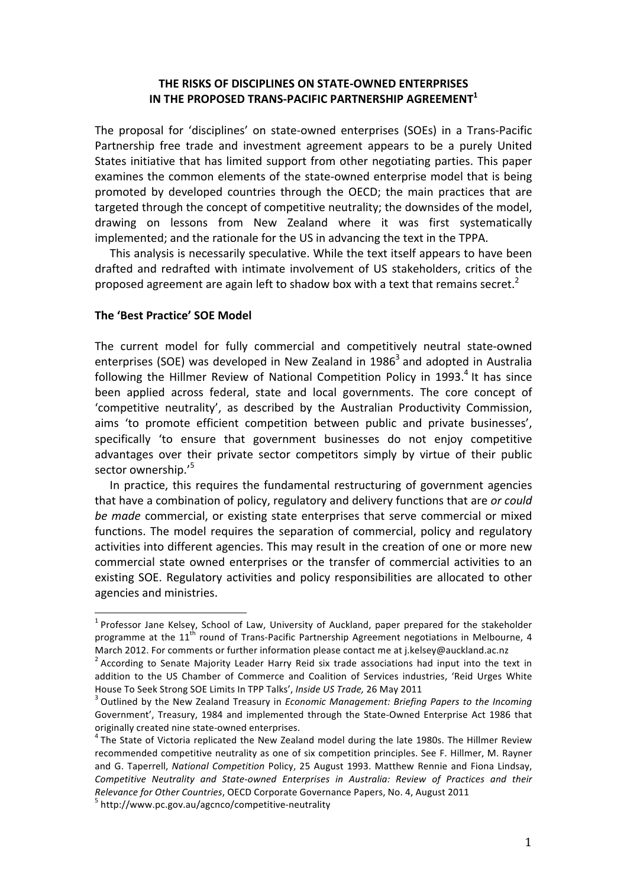# THE RISKS OF DISCIPLINES ON STATE-OWNED ENTERPRISES IN THE PROPOSED TRANS-PACIFIC PARTNERSHIP AGREEMENT[1]

The proposal for 'disciplines' on state-owned enterprises (SOEs) in a Trans-Pacific Partnership free trade and investment agreement appears to be a purely United States initiative that has limited support from other negotiating parties. This paper examines the common elements of the state-owned enterprise model that is being promoted by developed countries through the OECD; the main practices that are targeted through the concept of competitive neutrality; the downsides of the model, drawing on lessons from New Zealand where it was first systematically implemented; and the rationale for the US in advancing the text in the TPPA.

This analysis is necessarily speculative. While the text itself appears to have been drafted and redrafted with intimate involvement of US stakeholders, critics of the proposed agreement are again left to shadow box with a text that remains secret.[2]

## The 'Best Practice' SOE Model

The current model for fully commercial and competitively neutral state-owned enterprises (SOE) was developed in New Zealand in 1986[3] and adopted in Australia following the Hillmer Review of National Competition Policy in 1993.[4] It has since been applied across federal, state and local governments. The core concept of 'competitive neutrality', as described by the Australian Productivity Commission, aims 'to promote efficient competition between public and private businesses', specifically 'to ensure that government businesses do not enjoy competitive advantages over their private sector competitors simply by virtue of their public sector ownership.'[5]

In practice, this requires the fundamental restructuring of government agencies that have a combination of policy, regulatory and delivery functions that are *or could be made* commercial, or existing state enterprises that serve commercial or mixed functions. The model requires the separation of commercial, policy and regulatory activities into different agencies. This may result in the creation of one or more new commercial state owned enterprises or the transfer of commercial activities to an existing SOE. Regulatory activities and policy responsibilities are allocated to other agencies and ministries.

---

[1] Professor Jane Kelsey, School of Law, University of Auckland, paper prepared for the stakeholder programme at the 11th round of Trans-Pacific Partnership Agreement negotiations in Melbourne, 4 March 2012. For comments or further information please contact me at j.kelsey@auckland.ac.nz

[2] According to Senate Majority Leader Harry Reid six trade associations had input into the text in addition to the US Chamber of Commerce and Coalition of Services industries, 'Reid Urges White House To Seek Strong SOE Limits In TPP Talks', *Inside US Trade,* 26 May 2011

[3] Outlined by the New Zealand Treasury in *Economic Management: Briefing Papers to the Incoming* Government', Treasury, 1984 and implemented through the State-Owned Enterprise Act 1986 that originally created nine state-owned enterprises.

[4] The State of Victoria replicated the New Zealand model during the late 1980s. The Hillmer Review recommended competitive neutrality as one of six competition principles. See F. Hillmer, M. Rayner and G. Taperrell, *National Competition* Policy, 25 August 1993. Matthew Rennie and Fiona Lindsay, *Competitive Neutrality and State-owned Enterprises in Australia: Review of Practices and their Relevance for Other Countries*, OECD Corporate Governance Papers, No. 4, August 2011

[5] http://www.pc.gov.au/agcnco/competitive-neutrality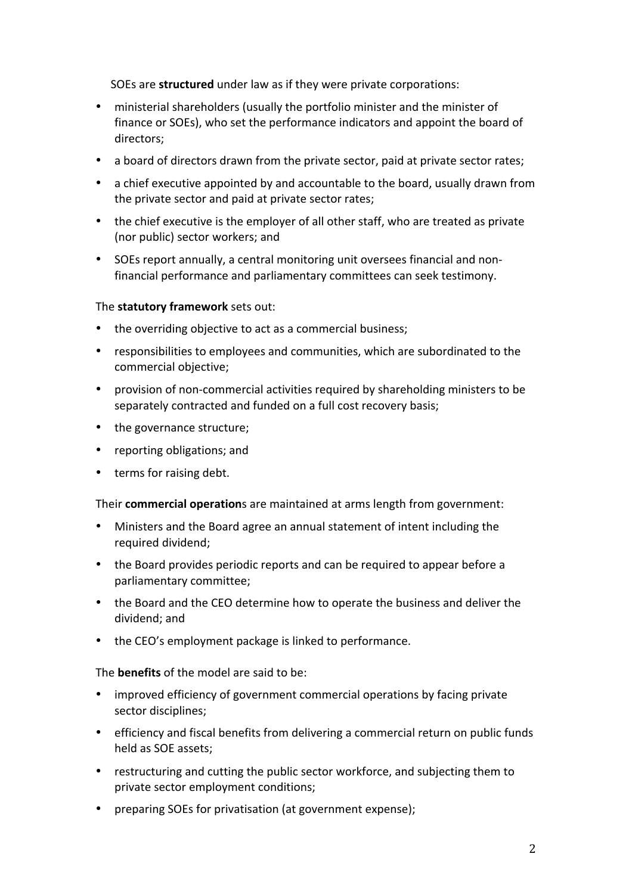SOEs are **structured** under law as if they were private corporations:

- ministerial shareholders (usually the portfolio minister and the minister of finance or SOEs), who set the performance indicators and appoint the board of directors;
- a board of directors drawn from the private sector, paid at private sector rates;
- a chief executive appointed by and accountable to the board, usually drawn from the private sector and paid at private sector rates;
- the chief executive is the employer of all other staff, who are treated as private (nor public) sector workers; and
- SOEs report annually, a central monitoring unit oversees financial and non-financial performance and parliamentary committees can seek testimony.

The **statutory framework** sets out:

- the overriding objective to act as a commercial business;
- responsibilities to employees and communities, which are subordinated to the commercial objective;
- provision of non-commercial activities required by shareholding ministers to be separately contracted and funded on a full cost recovery basis;
- the governance structure;
- reporting obligations; and
- terms for raising debt.

Their **commercial operation**s are maintained at arms length from government:

- Ministers and the Board agree an annual statement of intent including the required dividend;
- the Board provides periodic reports and can be required to appear before a parliamentary committee;
- the Board and the CEO determine how to operate the business and deliver the dividend; and
- the CEO's employment package is linked to performance.

The **benefits** of the model are said to be:

- improved efficiency of government commercial operations by facing private sector disciplines;
- efficiency and fiscal benefits from delivering a commercial return on public funds held as SOE assets;
- restructuring and cutting the public sector workforce, and subjecting them to private sector employment conditions;
- preparing SOEs for privatisation (at government expense);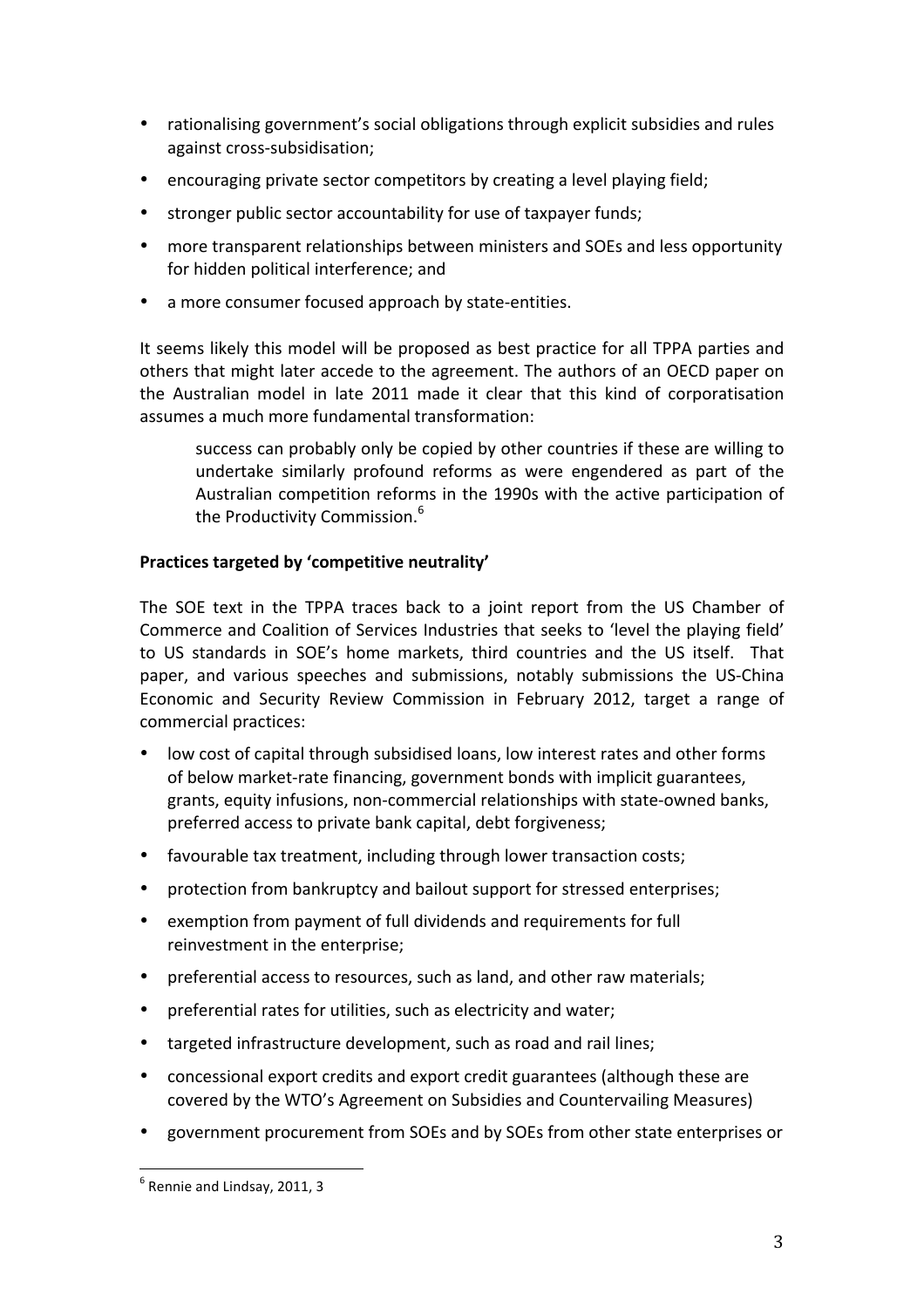- rationalising government's social obligations through explicit subsidies and rules against cross-subsidisation;
- encouraging private sector competitors by creating a level playing field;
- stronger public sector accountability for use of taxpayer funds;
- more transparent relationships between ministers and SOEs and less opportunity for hidden political interference; and
- a more consumer focused approach by state-entities.

It seems likely this model will be proposed as best practice for all TPPA parties and others that might later accede to the agreement. The authors of an OECD paper on the Australian model in late 2011 made it clear that this kind of corporatisation assumes a much more fundamental transformation:

> success can probably only be copied by other countries if these are willing to undertake similarly profound reforms as were engendered as part of the Australian competition reforms in the 1990s with the active participation of the Productivity Commission.[6]

**Practices targeted by 'competitive neutrality'**

The SOE text in the TPPA traces back to a joint report from the US Chamber of Commerce and Coalition of Services Industries that seeks to 'level the playing field' to US standards in SOE's home markets, third countries and the US itself. That paper, and various speeches and submissions, notably submissions the US-China Economic and Security Review Commission in February 2012, target a range of commercial practices:

- low cost of capital through subsidised loans, low interest rates and other forms of below market-rate financing, government bonds with implicit guarantees, grants, equity infusions, non-commercial relationships with state-owned banks, preferred access to private bank capital, debt forgiveness;
- favourable tax treatment, including through lower transaction costs;
- protection from bankruptcy and bailout support for stressed enterprises;
- exemption from payment of full dividends and requirements for full reinvestment in the enterprise;
- preferential access to resources, such as land, and other raw materials;
- preferential rates for utilities, such as electricity and water;
- targeted infrastructure development, such as road and rail lines;
- concessional export credits and export credit guarantees (although these are covered by the WTO's Agreement on Subsidies and Countervailing Measures)
- government procurement from SOEs and by SOEs from other state enterprises or

[6] Rennie and Lindsay, 2011, 3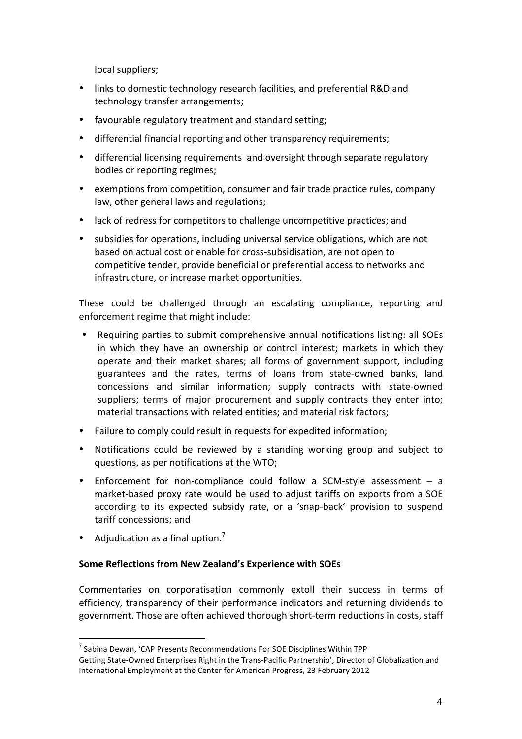local suppliers;

- links to domestic technology research facilities, and preferential R&D and technology transfer arrangements;
- favourable regulatory treatment and standard setting;
- differential financial reporting and other transparency requirements;
- differential licensing requirements and oversight through separate regulatory bodies or reporting regimes;
- exemptions from competition, consumer and fair trade practice rules, company law, other general laws and regulations;
- lack of redress for competitors to challenge uncompetitive practices; and
- subsidies for operations, including universal service obligations, which are not based on actual cost or enable for cross-subsidisation, are not open to competitive tender, provide beneficial or preferential access to networks and infrastructure, or increase market opportunities.

These could be challenged through an escalating compliance, reporting and enforcement regime that might include:

- Requiring parties to submit comprehensive annual notifications listing: all SOEs in which they have an ownership or control interest; markets in which they operate and their market shares; all forms of government support, including guarantees and the rates, terms of loans from state-owned banks, land concessions and similar information; supply contracts with state-owned suppliers; terms of major procurement and supply contracts they enter into; material transactions with related entities; and material risk factors;
- Failure to comply could result in requests for expedited information;
- Notifications could be reviewed by a standing working group and subject to questions, as per notifications at the WTO;
- Enforcement for non-compliance could follow a SCM-style assessment – a market-based proxy rate would be used to adjust tariffs on exports from a SOE according to its expected subsidy rate, or a 'snap-back' provision to suspend tariff concessions; and
- Adjudication as a final option.[7]

**Some Reflections from New Zealand's Experience with SOEs**

Commentaries on corporatisation commonly extoll their success in terms of efficiency, transparency of their performance indicators and returning dividends to government. Those are often achieved thorough short-term reductions in costs, staff

[7] Sabina Dewan, 'CAP Presents Recommendations For SOE Disciplines Within TPP Getting State-Owned Enterprises Right in the Trans-Pacific Partnership', Director of Globalization and International Employment at the Center for American Progress, 23 February 2012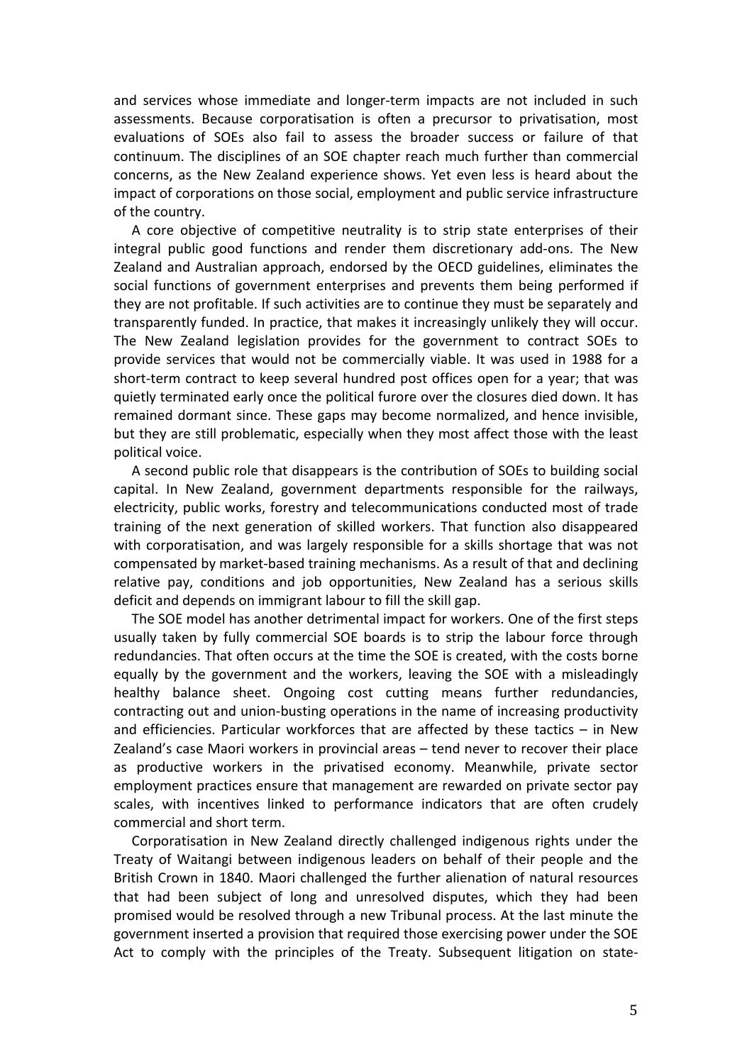and services whose immediate and longer-term impacts are not included in such assessments. Because corporatisation is often a precursor to privatisation, most evaluations of SOEs also fail to assess the broader success or failure of that continuum. The disciplines of an SOE chapter reach much further than commercial concerns, as the New Zealand experience shows. Yet even less is heard about the impact of corporations on those social, employment and public service infrastructure of the country.

A core objective of competitive neutrality is to strip state enterprises of their integral public good functions and render them discretionary add-ons. The New Zealand and Australian approach, endorsed by the OECD guidelines, eliminates the social functions of government enterprises and prevents them being performed if they are not profitable. If such activities are to continue they must be separately and transparently funded. In practice, that makes it increasingly unlikely they will occur. The New Zealand legislation provides for the government to contract SOEs to provide services that would not be commercially viable. It was used in 1988 for a short-term contract to keep several hundred post offices open for a year; that was quietly terminated early once the political furore over the closures died down. It has remained dormant since. These gaps may become normalized, and hence invisible, but they are still problematic, especially when they most affect those with the least political voice.

A second public role that disappears is the contribution of SOEs to building social capital. In New Zealand, government departments responsible for the railways, electricity, public works, forestry and telecommunications conducted most of trade training of the next generation of skilled workers. That function also disappeared with corporatisation, and was largely responsible for a skills shortage that was not compensated by market-based training mechanisms. As a result of that and declining relative pay, conditions and job opportunities, New Zealand has a serious skills deficit and depends on immigrant labour to fill the skill gap.

The SOE model has another detrimental impact for workers. One of the first steps usually taken by fully commercial SOE boards is to strip the labour force through redundancies. That often occurs at the time the SOE is created, with the costs borne equally by the government and the workers, leaving the SOE with a misleadingly healthy balance sheet. Ongoing cost cutting means further redundancies, contracting out and union-busting operations in the name of increasing productivity and efficiencies. Particular workforces that are affected by these tactics – in New Zealand's case Maori workers in provincial areas – tend never to recover their place as productive workers in the privatised economy. Meanwhile, private sector employment practices ensure that management are rewarded on private sector pay scales, with incentives linked to performance indicators that are often crudely commercial and short term.

Corporatisation in New Zealand directly challenged indigenous rights under the Treaty of Waitangi between indigenous leaders on behalf of their people and the British Crown in 1840. Maori challenged the further alienation of natural resources that had been subject of long and unresolved disputes, which they had been promised would be resolved through a new Tribunal process. At the last minute the government inserted a provision that required those exercising power under the SOE Act to comply with the principles of the Treaty. Subsequent litigation on state-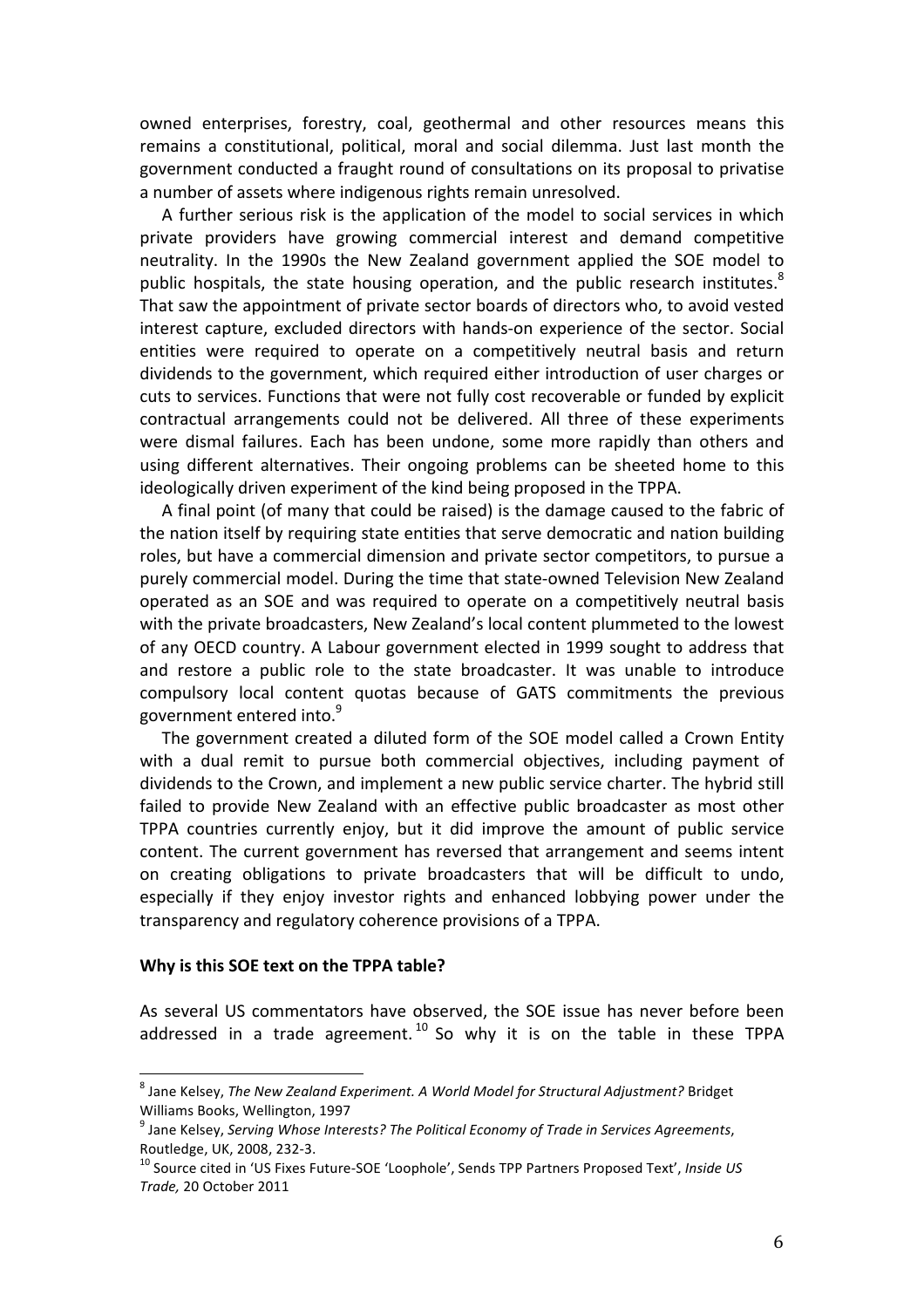owned enterprises, forestry, coal, geothermal and other resources means this remains a constitutional, political, moral and social dilemma. Just last month the government conducted a fraught round of consultations on its proposal to privatise a number of assets where indigenous rights remain unresolved.

A further serious risk is the application of the model to social services in which private providers have growing commercial interest and demand competitive neutrality. In the 1990s the New Zealand government applied the SOE model to public hospitals, the state housing operation, and the public research institutes.[8] That saw the appointment of private sector boards of directors who, to avoid vested interest capture, excluded directors with hands-on experience of the sector. Social entities were required to operate on a competitively neutral basis and return dividends to the government, which required either introduction of user charges or cuts to services. Functions that were not fully cost recoverable or funded by explicit contractual arrangements could not be delivered. All three of these experiments were dismal failures. Each has been undone, some more rapidly than others and using different alternatives. Their ongoing problems can be sheeted home to this ideologically driven experiment of the kind being proposed in the TPPA.

A final point (of many that could be raised) is the damage caused to the fabric of the nation itself by requiring state entities that serve democratic and nation building roles, but have a commercial dimension and private sector competitors, to pursue a purely commercial model. During the time that state-owned Television New Zealand operated as an SOE and was required to operate on a competitively neutral basis with the private broadcasters, New Zealand's local content plummeted to the lowest of any OECD country. A Labour government elected in 1999 sought to address that and restore a public role to the state broadcaster. It was unable to introduce compulsory local content quotas because of GATS commitments the previous government entered into.[9]

The government created a diluted form of the SOE model called a Crown Entity with a dual remit to pursue both commercial objectives, including payment of dividends to the Crown, and implement a new public service charter. The hybrid still failed to provide New Zealand with an effective public broadcaster as most other TPPA countries currently enjoy, but it did improve the amount of public service content. The current government has reversed that arrangement and seems intent on creating obligations to private broadcasters that will be difficult to undo, especially if they enjoy investor rights and enhanced lobbying power under the transparency and regulatory coherence provisions of a TPPA.

**Why is this SOE text on the TPPA table?**

As several US commentators have observed, the SOE issue has never before been addressed in a trade agreement.[10] So why it is on the table in these TPPA

---

[8] Jane Kelsey, *The New Zealand Experiment. A World Model for Structural Adjustment?* Bridget Williams Books, Wellington, 1997

[9] Jane Kelsey, *Serving Whose Interests? The Political Economy of Trade in Services Agreements*, Routledge, UK, 2008, 232-3.

[10] Source cited in 'US Fixes Future-SOE 'Loophole', Sends TPP Partners Proposed Text', *Inside US Trade,* 20 October 2011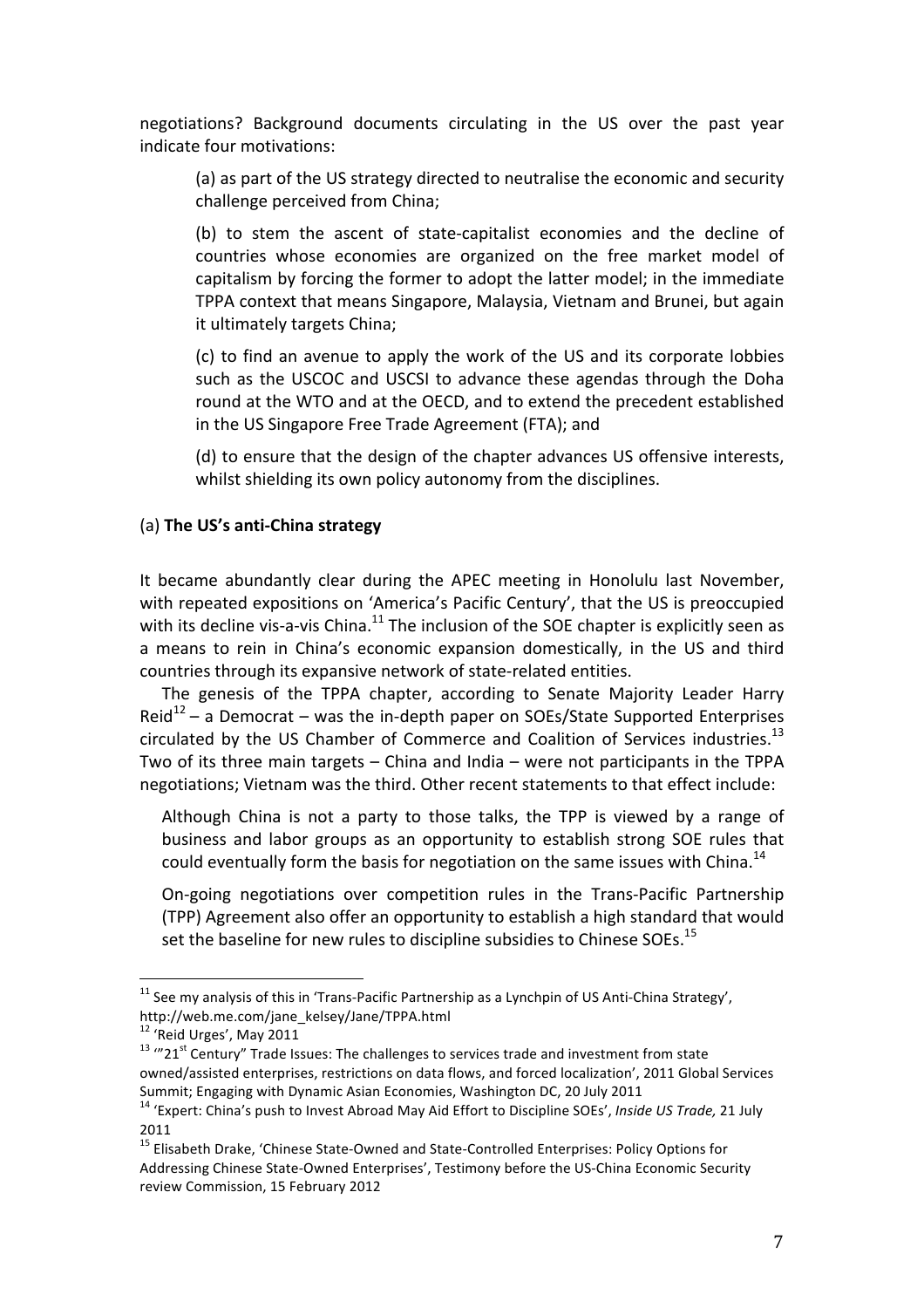negotiations? Background documents circulating in the US over the past year indicate four motivations:

> (a) as part of the US strategy directed to neutralise the economic and security challenge perceived from China;
>
> (b) to stem the ascent of state-capitalist economies and the decline of countries whose economies are organized on the free market model of capitalism by forcing the former to adopt the latter model; in the immediate TPPA context that means Singapore, Malaysia, Vietnam and Brunei, but again it ultimately targets China;
>
> (c) to find an avenue to apply the work of the US and its corporate lobbies such as the USCOC and USCSI to advance these agendas through the Doha round at the WTO and at the OECD, and to extend the precedent established in the US Singapore Free Trade Agreement (FTA); and
>
> (d) to ensure that the design of the chapter advances US offensive interests, whilst shielding its own policy autonomy from the disciplines.

(a) **The US's anti-China strategy**

It became abundantly clear during the APEC meeting in Honolulu last November, with repeated expositions on 'America's Pacific Century', that the US is preoccupied with its decline vis-a-vis China.[11] The inclusion of the SOE chapter is explicitly seen as a means to rein in China's economic expansion domestically, in the US and third countries through its expansive network of state-related entities.

The genesis of the TPPA chapter, according to Senate Majority Leader Harry Reid[12] – a Democrat – was the in-depth paper on SOEs/State Supported Enterprises circulated by the US Chamber of Commerce and Coalition of Services industries.[13] Two of its three main targets – China and India – were not participants in the TPPA negotiations; Vietnam was the third. Other recent statements to that effect include:

> Although China is not a party to those talks, the TPP is viewed by a range of business and labor groups as an opportunity to establish strong SOE rules that could eventually form the basis for negotiation on the same issues with China.[14]
>
> On-going negotiations over competition rules in the Trans-Pacific Partnership (TPP) Agreement also offer an opportunity to establish a high standard that would set the baseline for new rules to discipline subsidies to Chinese SOEs.[15]

---

[11] See my analysis of this in 'Trans-Pacific Partnership as a Lynchpin of US Anti-China Strategy', http://web.me.com/jane_kelsey/Jane/TPPA.html

[12] 'Reid Urges', May 2011

[13] '"21st Century" Trade Issues: The challenges to services trade and investment from state owned/assisted enterprises, restrictions on data flows, and forced localization', 2011 Global Services Summit; Engaging with Dynamic Asian Economies, Washington DC, 20 July 2011

[14] 'Expert: China's push to Invest Abroad May Aid Effort to Discipline SOEs', *Inside US Trade,* 21 July 2011

[15] Elisabeth Drake, 'Chinese State-Owned and State-Controlled Enterprises: Policy Options for Addressing Chinese State-Owned Enterprises', Testimony before the US-China Economic Security review Commission, 15 February 2012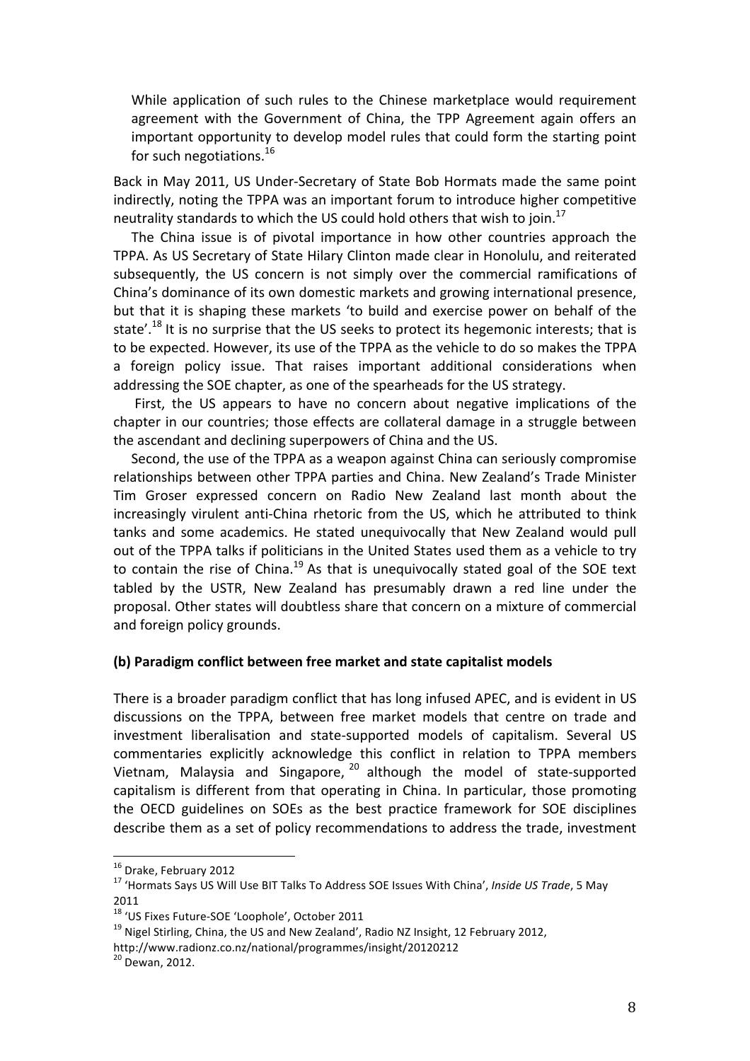> While application of such rules to the Chinese marketplace would requirement agreement with the Government of China, the TPP Agreement again offers an important opportunity to develop model rules that could form the starting point for such negotiations.[16]

Back in May 2011, US Under-Secretary of State Bob Hormats made the same point indirectly, noting the TPPA was an important forum to introduce higher competitive neutrality standards to which the US could hold others that wish to join.[17]

The China issue is of pivotal importance in how other countries approach the TPPA. As US Secretary of State Hilary Clinton made clear in Honolulu, and reiterated subsequently, the US concern is not simply over the commercial ramifications of China's dominance of its own domestic markets and growing international presence, but that it is shaping these markets 'to build and exercise power on behalf of the state'.[18] It is no surprise that the US seeks to protect its hegemonic interests; that is to be expected. However, its use of the TPPA as the vehicle to do so makes the TPPA a foreign policy issue. That raises important additional considerations when addressing the SOE chapter, as one of the spearheads for the US strategy.

First, the US appears to have no concern about negative implications of the chapter in our countries; those effects are collateral damage in a struggle between the ascendant and declining superpowers of China and the US.

Second, the use of the TPPA as a weapon against China can seriously compromise relationships between other TPPA parties and China. New Zealand's Trade Minister Tim Groser expressed concern on Radio New Zealand last month about the increasingly virulent anti-China rhetoric from the US, which he attributed to think tanks and some academics. He stated unequivocally that New Zealand would pull out of the TPPA talks if politicians in the United States used them as a vehicle to try to contain the rise of China.[19] As that is unequivocally stated goal of the SOE text tabled by the USTR, New Zealand has presumably drawn a red line under the proposal. Other states will doubtless share that concern on a mixture of commercial and foreign policy grounds.

**(b) Paradigm conflict between free market and state capitalist models**

There is a broader paradigm conflict that has long infused APEC, and is evident in US discussions on the TPPA, between free market models that centre on trade and investment liberalisation and state-supported models of capitalism. Several US commentaries explicitly acknowledge this conflict in relation to TPPA members Vietnam, Malaysia and Singapore,[20] although the model of state-supported capitalism is different from that operating in China. In particular, those promoting the OECD guidelines on SOEs as the best practice framework for SOE disciplines describe them as a set of policy recommendations to address the trade, investment

---

[16] Drake, February 2012

[17] 'Hormats Says US Will Use BIT Talks To Address SOE Issues With China', *Inside US Trade*, 5 May 2011

[18] 'US Fixes Future-SOE 'Loophole', October 2011

[19] Nigel Stirling, China, the US and New Zealand', Radio NZ Insight, 12 February 2012, http://www.radionz.co.nz/national/programmes/insight/20120212

[20] Dewan, 2012.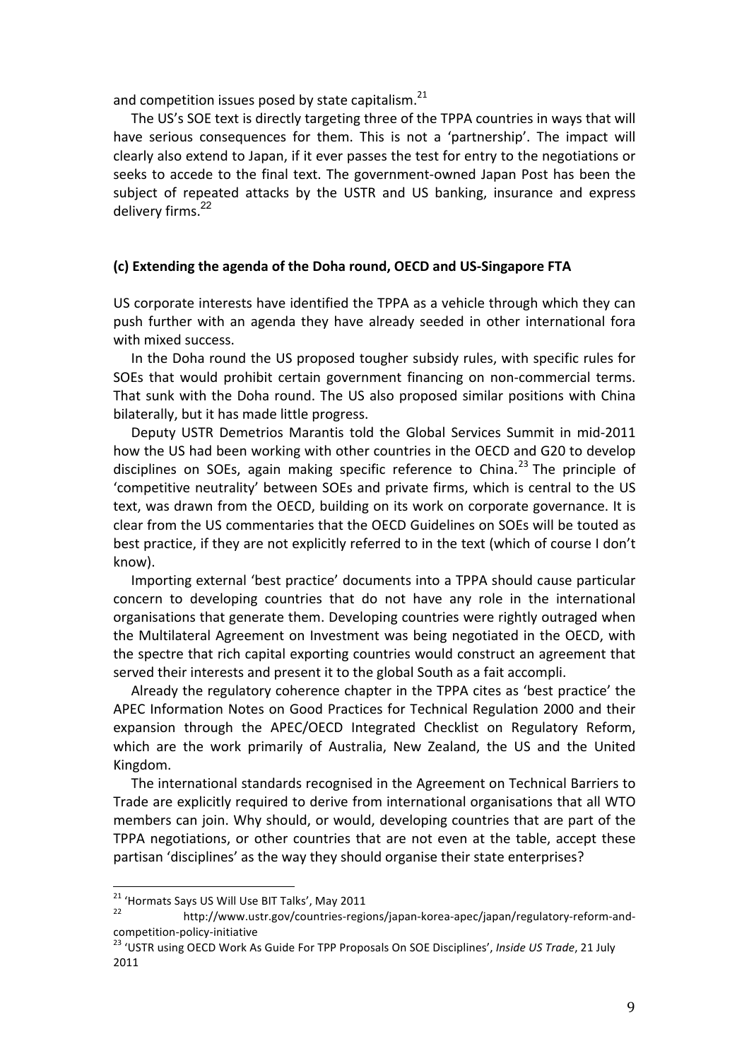and competition issues posed by state capitalism.[21]

The US's SOE text is directly targeting three of the TPPA countries in ways that will have serious consequences for them. This is not a 'partnership'. The impact will clearly also extend to Japan, if it ever passes the test for entry to the negotiations or seeks to accede to the final text. The government-owned Japan Post has been the subject of repeated attacks by the USTR and US banking, insurance and express delivery firms.[22]

### (c) Extending the agenda of the Doha round, OECD and US-Singapore FTA

US corporate interests have identified the TPPA as a vehicle through which they can push further with an agenda they have already seeded in other international fora with mixed success.

In the Doha round the US proposed tougher subsidy rules, with specific rules for SOEs that would prohibit certain government financing on non-commercial terms. That sunk with the Doha round. The US also proposed similar positions with China bilaterally, but it has made little progress.

Deputy USTR Demetrios Marantis told the Global Services Summit in mid-2011 how the US had been working with other countries in the OECD and G20 to develop disciplines on SOEs, again making specific reference to China.[23] The principle of 'competitive neutrality' between SOEs and private firms, which is central to the US text, was drawn from the OECD, building on its work on corporate governance. It is clear from the US commentaries that the OECD Guidelines on SOEs will be touted as best practice, if they are not explicitly referred to in the text (which of course I don't know).

Importing external 'best practice' documents into a TPPA should cause particular concern to developing countries that do not have any role in the international organisations that generate them. Developing countries were rightly outraged when the Multilateral Agreement on Investment was being negotiated in the OECD, with the spectre that rich capital exporting countries would construct an agreement that served their interests and present it to the global South as a fait accompli.

Already the regulatory coherence chapter in the TPPA cites as 'best practice' the APEC Information Notes on Good Practices for Technical Regulation 2000 and their expansion through the APEC/OECD Integrated Checklist on Regulatory Reform, which are the work primarily of Australia, New Zealand, the US and the United Kingdom.

The international standards recognised in the Agreement on Technical Barriers to Trade are explicitly required to derive from international organisations that all WTO members can join. Why should, or would, developing countries that are part of the TPPA negotiations, or other countries that are not even at the table, accept these partisan 'disciplines' as the way they should organise their state enterprises?

---

[21] 'Hormats Says US Will Use BIT Talks', May 2011

[22] http://www.ustr.gov/countries-regions/japan-korea-apec/japan/regulatory-reform-and-competition-policy-initiative

[23] 'USTR using OECD Work As Guide For TPP Proposals On SOE Disciplines', *Inside US Trade*, 21 July 2011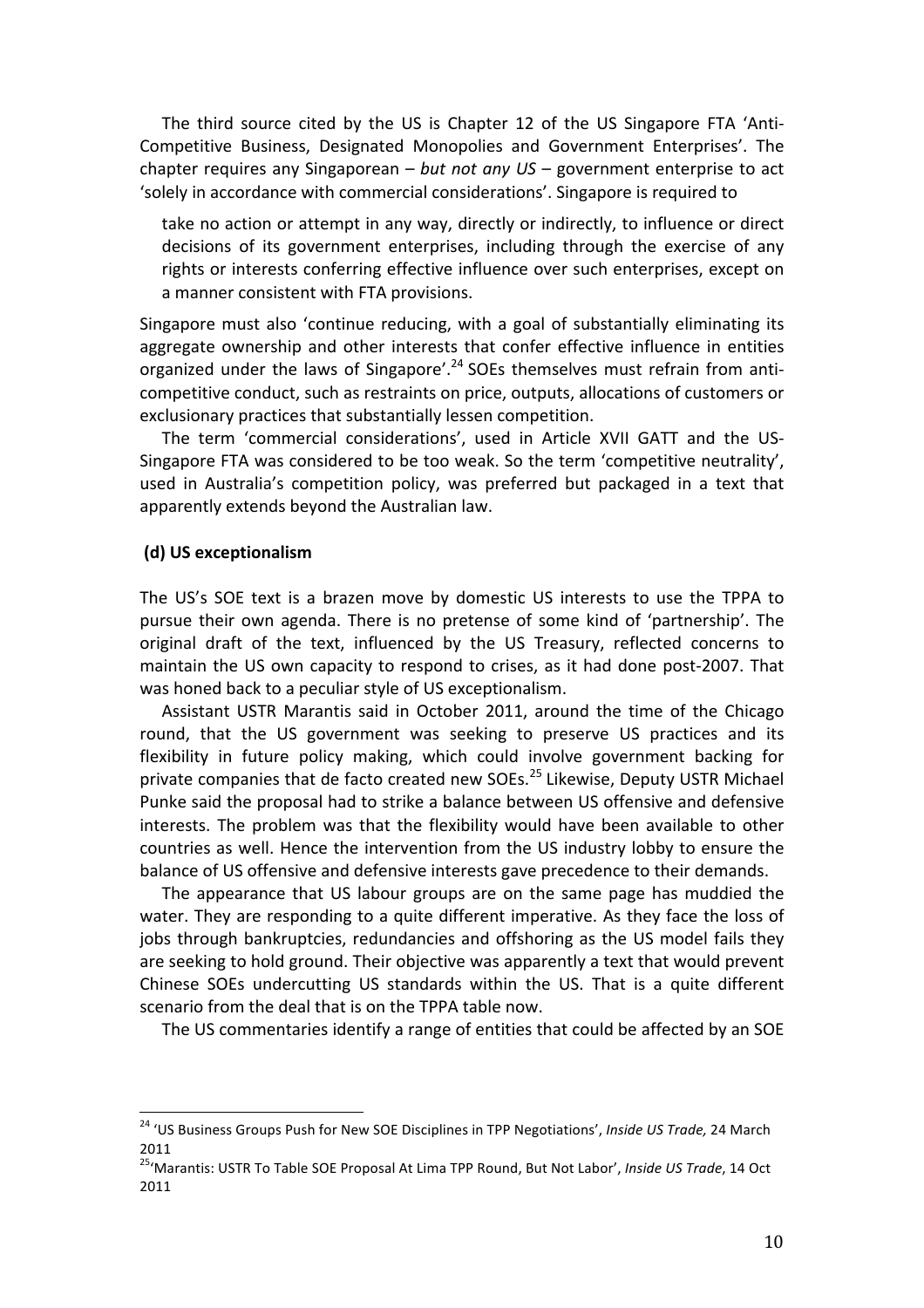The third source cited by the US is Chapter 12 of the US Singapore FTA 'Anti-Competitive Business, Designated Monopolies and Government Enterprises'. The chapter requires any Singaporean – *but not any US* – government enterprise to act 'solely in accordance with commercial considerations'. Singapore is required to

> take no action or attempt in any way, directly or indirectly, to influence or direct decisions of its government enterprises, including through the exercise of any rights or interests conferring effective influence over such enterprises, except on a manner consistent with FTA provisions.

Singapore must also 'continue reducing, with a goal of substantially eliminating its aggregate ownership and other interests that confer effective influence in entities organized under the laws of Singapore'.[24] SOEs themselves must refrain from anti-competitive conduct, such as restraints on price, outputs, allocations of customers or exclusionary practices that substantially lessen competition.

The term 'commercial considerations', used in Article XVII GATT and the US-Singapore FTA was considered to be too weak. So the term 'competitive neutrality', used in Australia's competition policy, was preferred but packaged in a text that apparently extends beyond the Australian law.

### (d) US exceptionalism

The US's SOE text is a brazen move by domestic US interests to use the TPPA to pursue their own agenda. There is no pretense of some kind of 'partnership'. The original draft of the text, influenced by the US Treasury, reflected concerns to maintain the US own capacity to respond to crises, as it had done post-2007. That was honed back to a peculiar style of US exceptionalism.

Assistant USTR Marantis said in October 2011, around the time of the Chicago round, that the US government was seeking to preserve US practices and its flexibility in future policy making, which could involve government backing for private companies that de facto created new SOEs.[25] Likewise, Deputy USTR Michael Punke said the proposal had to strike a balance between US offensive and defensive interests. The problem was that the flexibility would have been available to other countries as well. Hence the intervention from the US industry lobby to ensure the balance of US offensive and defensive interests gave precedence to their demands.

The appearance that US labour groups are on the same page has muddied the water. They are responding to a quite different imperative. As they face the loss of jobs through bankruptcies, redundancies and offshoring as the US model fails they are seeking to hold ground. Their objective was apparently a text that would prevent Chinese SOEs undercutting US standards within the US. That is a quite different scenario from the deal that is on the TPPA table now.

The US commentaries identify a range of entities that could be affected by an SOE

---

[24] 'US Business Groups Push for New SOE Disciplines in TPP Negotiations', *Inside US Trade,* 24 March 2011

[25] 'Marantis: USTR To Table SOE Proposal At Lima TPP Round, But Not Labor', *Inside US Trade*, 14 Oct 2011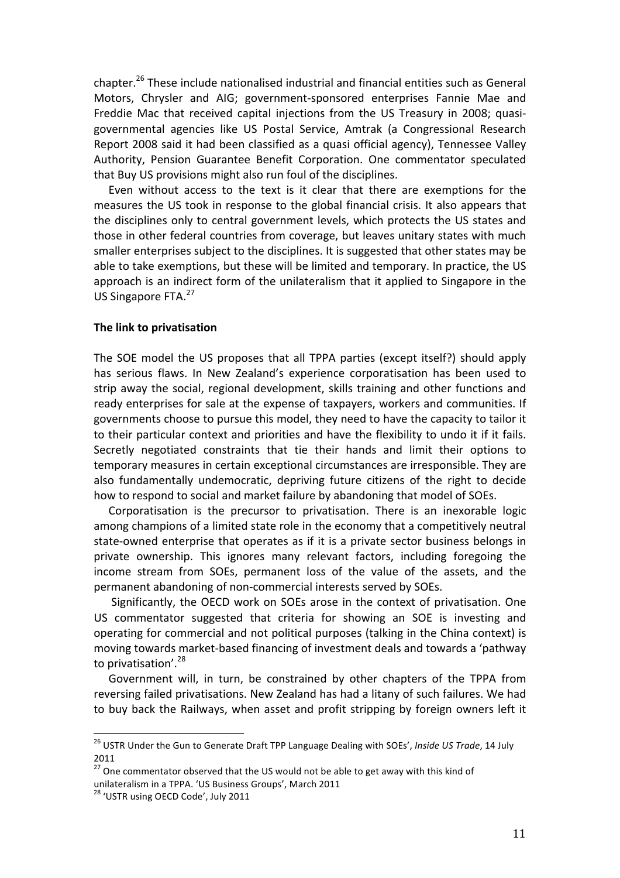chapter.[26] These include nationalised industrial and financial entities such as General Motors, Chrysler and AIG; government-sponsored enterprises Fannie Mae and Freddie Mac that received capital injections from the US Treasury in 2008; quasi-governmental agencies like US Postal Service, Amtrak (a Congressional Research Report 2008 said it had been classified as a quasi official agency), Tennessee Valley Authority, Pension Guarantee Benefit Corporation. One commentator speculated that Buy US provisions might also run foul of the disciplines.

Even without access to the text is it clear that there are exemptions for the measures the US took in response to the global financial crisis. It also appears that the disciplines only to central government levels, which protects the US states and those in other federal countries from coverage, but leaves unitary states with much smaller enterprises subject to the disciplines. It is suggested that other states may be able to take exemptions, but these will be limited and temporary. In practice, the US approach is an indirect form of the unilateralism that it applied to Singapore in the US Singapore FTA.[27]

**The link to privatisation**

The SOE model the US proposes that all TPPA parties (except itself?) should apply has serious flaws. In New Zealand's experience corporatisation has been used to strip away the social, regional development, skills training and other functions and ready enterprises for sale at the expense of taxpayers, workers and communities. If governments choose to pursue this model, they need to have the capacity to tailor it to their particular context and priorities and have the flexibility to undo it if it fails. Secretly negotiated constraints that tie their hands and limit their options to temporary measures in certain exceptional circumstances are irresponsible. They are also fundamentally undemocratic, depriving future citizens of the right to decide how to respond to social and market failure by abandoning that model of SOEs.

Corporatisation is the precursor to privatisation. There is an inexorable logic among champions of a limited state role in the economy that a competitively neutral state-owned enterprise that operates as if it is a private sector business belongs in private ownership. This ignores many relevant factors, including foregoing the income stream from SOEs, permanent loss of the value of the assets, and the permanent abandoning of non-commercial interests served by SOEs.

Significantly, the OECD work on SOEs arose in the context of privatisation. One US commentator suggested that criteria for showing an SOE is investing and operating for commercial and not political purposes (talking in the China context) is moving towards market-based financing of investment deals and towards a 'pathway to privatisation'.[28]

Government will, in turn, be constrained by other chapters of the TPPA from reversing failed privatisations. New Zealand has had a litany of such failures. We had to buy back the Railways, when asset and profit stripping by foreign owners left it

---

[26] USTR Under the Gun to Generate Draft TPP Language Dealing with SOEs', *Inside US Trade*, 14 July 2011

[27] One commentator observed that the US would not be able to get away with this kind of unilateralism in a TPPA. 'US Business Groups', March 2011

[28] 'USTR using OECD Code', July 2011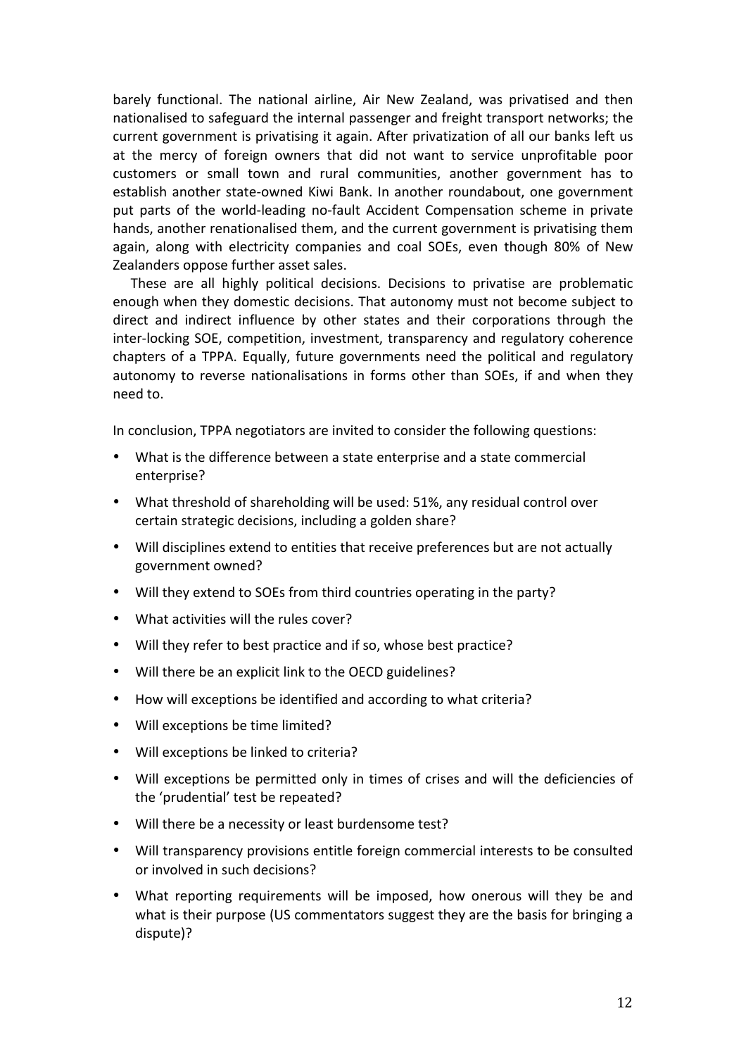barely functional. The national airline, Air New Zealand, was privatised and then nationalised to safeguard the internal passenger and freight transport networks; the current government is privatising it again. After privatization of all our banks left us at the mercy of foreign owners that did not want to service unprofitable poor customers or small town and rural communities, another government has to establish another state-owned Kiwi Bank. In another roundabout, one government put parts of the world-leading no-fault Accident Compensation scheme in private hands, another renationalised them, and the current government is privatising them again, along with electricity companies and coal SOEs, even though 80% of New Zealanders oppose further asset sales.

These are all highly political decisions. Decisions to privatise are problematic enough when they domestic decisions. That autonomy must not become subject to direct and indirect influence by other states and their corporations through the inter-locking SOE, competition, investment, transparency and regulatory coherence chapters of a TPPA. Equally, future governments need the political and regulatory autonomy to reverse nationalisations in forms other than SOEs, if and when they need to.

In conclusion, TPPA negotiators are invited to consider the following questions:

- What is the difference between a state enterprise and a state commercial enterprise?
- What threshold of shareholding will be used: 51%, any residual control over certain strategic decisions, including a golden share?
- Will disciplines extend to entities that receive preferences but are not actually government owned?
- Will they extend to SOEs from third countries operating in the party?
- What activities will the rules cover?
- Will they refer to best practice and if so, whose best practice?
- Will there be an explicit link to the OECD guidelines?
- How will exceptions be identified and according to what criteria?
- Will exceptions be time limited?
- Will exceptions be linked to criteria?
- Will exceptions be permitted only in times of crises and will the deficiencies of the 'prudential' test be repeated?
- Will there be a necessity or least burdensome test?
- Will transparency provisions entitle foreign commercial interests to be consulted or involved in such decisions?
- What reporting requirements will be imposed, how onerous will they be and what is their purpose (US commentators suggest they are the basis for bringing a dispute)?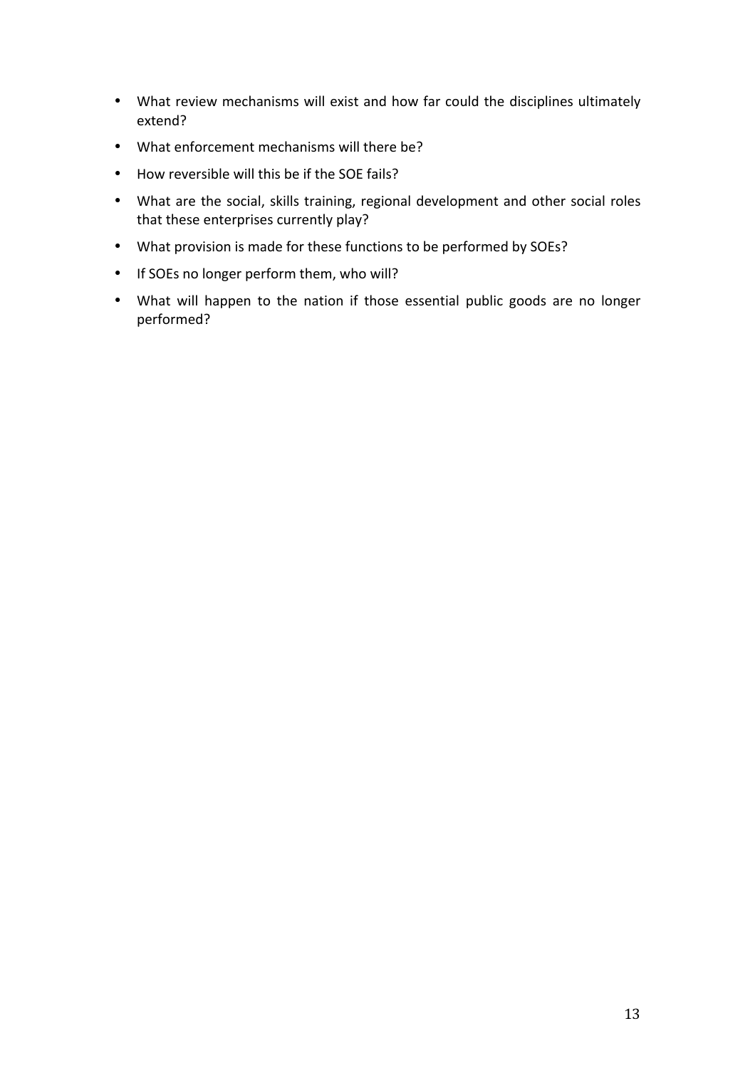- What review mechanisms will exist and how far could the disciplines ultimately extend?
- What enforcement mechanisms will there be?
- How reversible will this be if the SOE fails?
- What are the social, skills training, regional development and other social roles that these enterprises currently play?
- What provision is made for these functions to be performed by SOEs?
- If SOEs no longer perform them, who will?
- What will happen to the nation if those essential public goods are no longer performed?